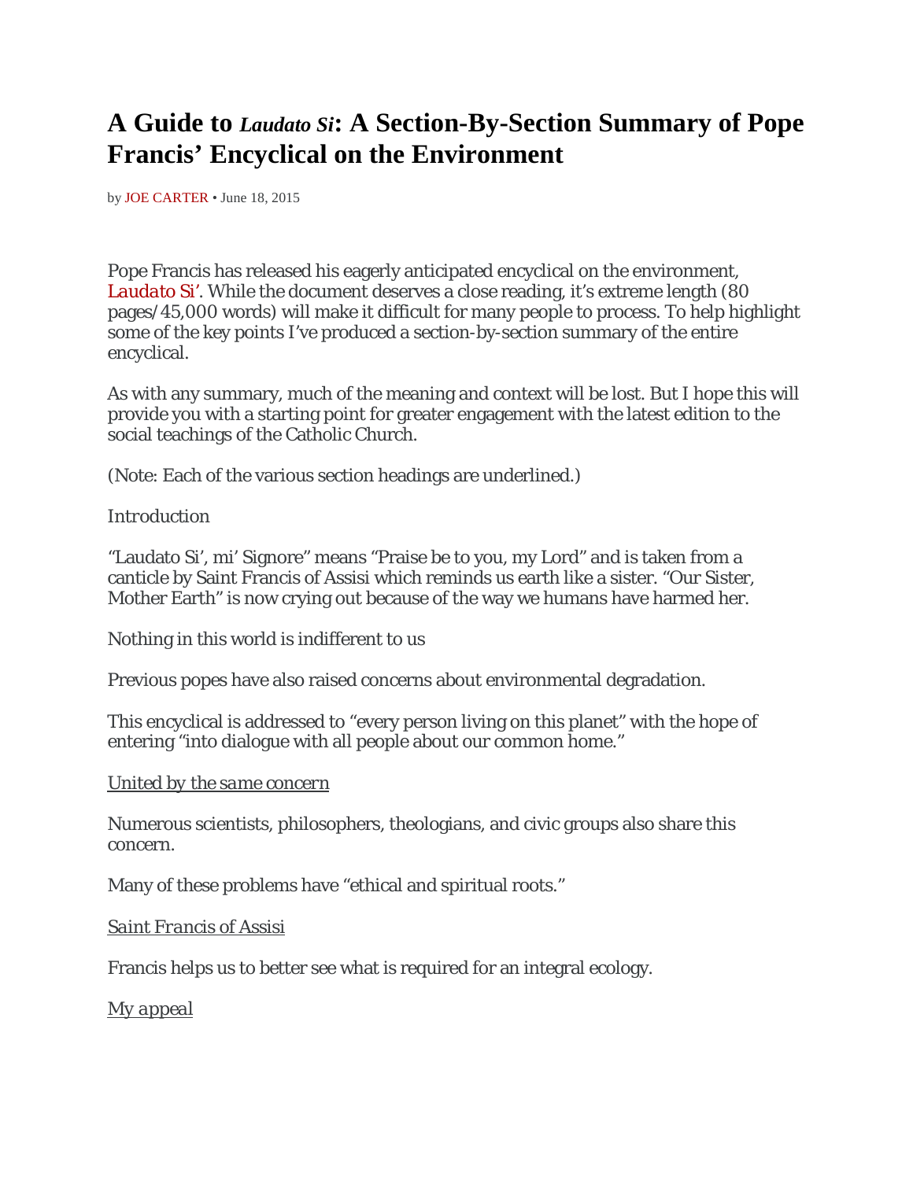# A Guide to *Laudato Si*: A Section-By-Section Summary of Pope Francis' Encyclical on the Environment

by JOE CARTER • June 18, 2015

Pope Francis has released his eagerly anticipated encyclical on the environment, Laudato Si'. While the document deserves a close reading, it's extreme length (80 pages/45,000 words) will make it difficult for many people to process. To help highlight some of the key points I've produced a section-by-section summary of the entire encyclical.

As with any summary, much of the meaning and context will be lost. But I hope this will provide you with a starting point for greater engagement with the latest edition to the social teachings of the Catholic Church.

(Note: Each of the various section headings are underlined.)

*Introduction*

"Laudato Si', mi' Signore" means "Praise be to you, my Lord" and is taken from a canticle by Saint Francis of Assisi which reminds us earth like a sister. "Our Sister, Mother Earth" is now crying out because of the way we humans have harmed her.

Nothing in this world is indifferent to us

Previous popes have also raised concerns about environmental degradation.

This encyclical is addressed to "every person living on this planet" with the hope of entering "into dialogue with all people about our common home."

*United by the same concern*

Numerous scientists, philosophers, theologians, and civic groups also share this concern.

Many of these problems have "ethical and spiritual roots."

*Saint Francis of Assisi*

Francis helps us to better see what is required for an integral ecology.

*My appeal*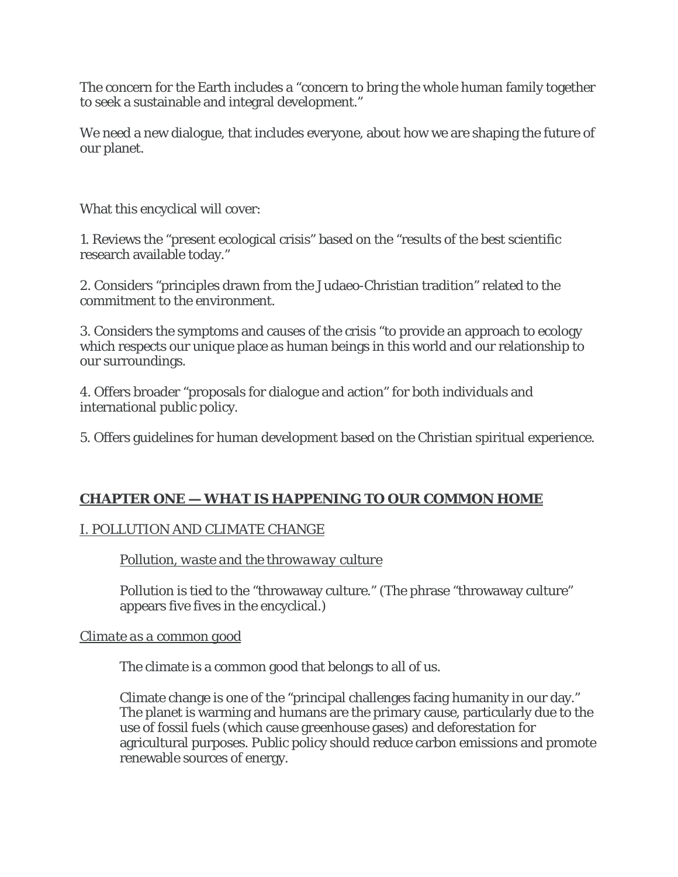The concern for the Earth includes a "concern to bring the whole human family together to seek a sustainable and integral development."

We need a new dialogue, that includes everyone, about how we are shaping the future of our planet.

What this encyclical will cover:

1. Reviews the "present ecological crisis" based on the "results of the best scientific research available today."

2. Considers "principles drawn from the Judaeo-Christian tradition" related to the commitment to the environment.

3. Considers the symptoms and causes of the crisis "to provide an approach to ecology which respects our unique place as human beings in this world and our relationship to our surroundings.

4. Offers broader "proposals for dialogue and action" for both individuals and international public policy.

5. Offers guidelines for human development based on the Christian spiritual experience.

## **CHAPTER ONE — WHAT IS HAPPENING TO OUR COMMON HOME**

### I. POLLUTION AND CLIMATE CHANGE

#### *Pollution, waste and the throwaway culture*

Pollution is tied to the "throwaway culture." (The phrase "throwaway culture" appears five fives in the encyclical.)

#### *Climate as a common good*

The climate is a common good that belongs to all of us.

Climate change is one of the "principal challenges facing humanity in our day." The planet is warming and humans are the primary cause, particularly due to the use of fossil fuels (which cause greenhouse gases) and deforestation for agricultural purposes. Public policy should reduce carbon emissions and promote renewable sources of energy.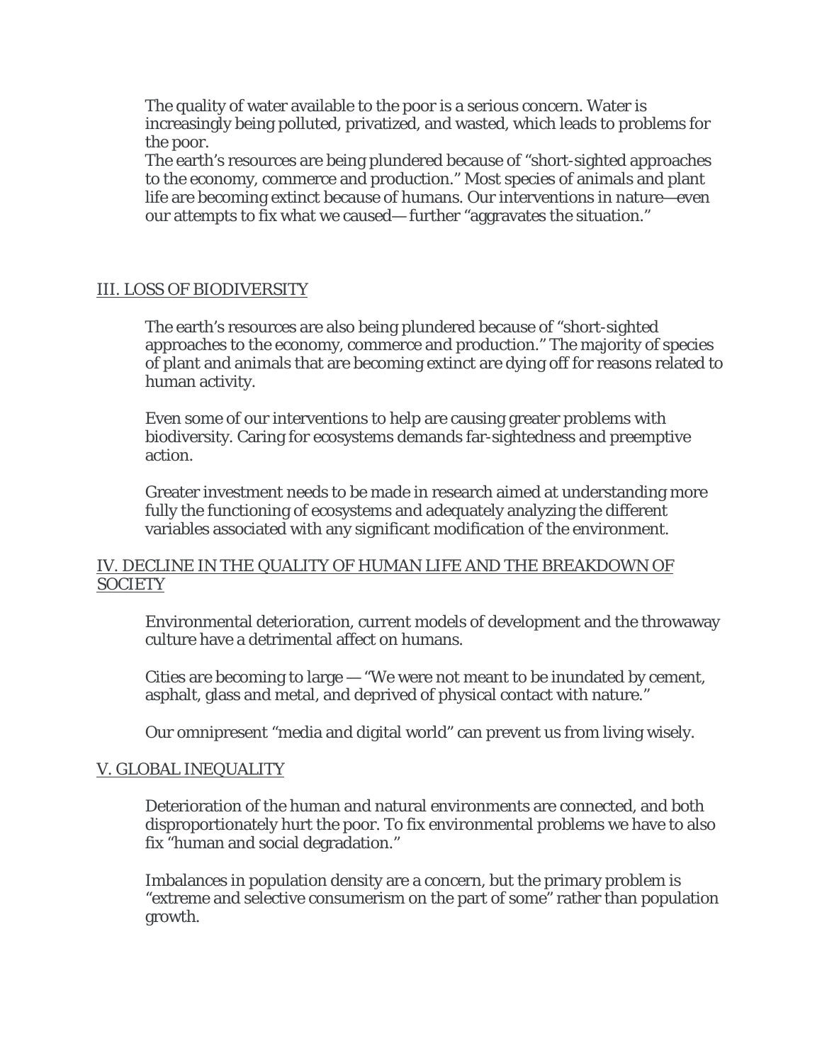The quality of water available to the poor is a serious concern. Water is increasingly being polluted, privatized, and wasted, which leads to problems for the poor.

The earth's resources are being plundered because of "short-sighted approaches to the economy, commerce and production." Most species of animals and plant life are becoming extinct because of humans. Our interventions in nature—even our attempts to fix what we caused— further "aggravates the situation."

## III. LOSS OF BIODIVERSITY

The earth's resources are also being plundered because of "short-sighted approaches to the economy, commerce and production." The majority of species of plant and animals that are becoming extinct are dying off for reasons related to human activity.

Even some of our interventions to help are causing greater problems with biodiversity. Caring for ecosystems demands far-sightedness and preemptive action.

Greater investment needs to be made in research aimed at understanding more fully the functioning of ecosystems and adequately analyzing the different variables associated with any significant modification of the environment.

## IV. DECLINE IN THE QUALITY OF HUMAN LIFE AND THE BREAKDOWN OF SOCIETY

Environmental deterioration, current models of development and the throwaway culture have a detrimental affect on humans.

Cities are becoming to large — "We were not meant to be inundated by cement, asphalt, glass and metal, and deprived of physical contact with nature."

Our omnipresent "media and digital world" can prevent us from living wisely.

## V. GLOBAL INEQUALITY

Deterioration of the human and natural environments are connected, and both disproportionately hurt the poor. To fix environmental problems we have to also fix "human and social degradation."

Imbalances in population density are a concern, but the primary problem is "extreme and selective consumerism on the part of some" rather than population growth.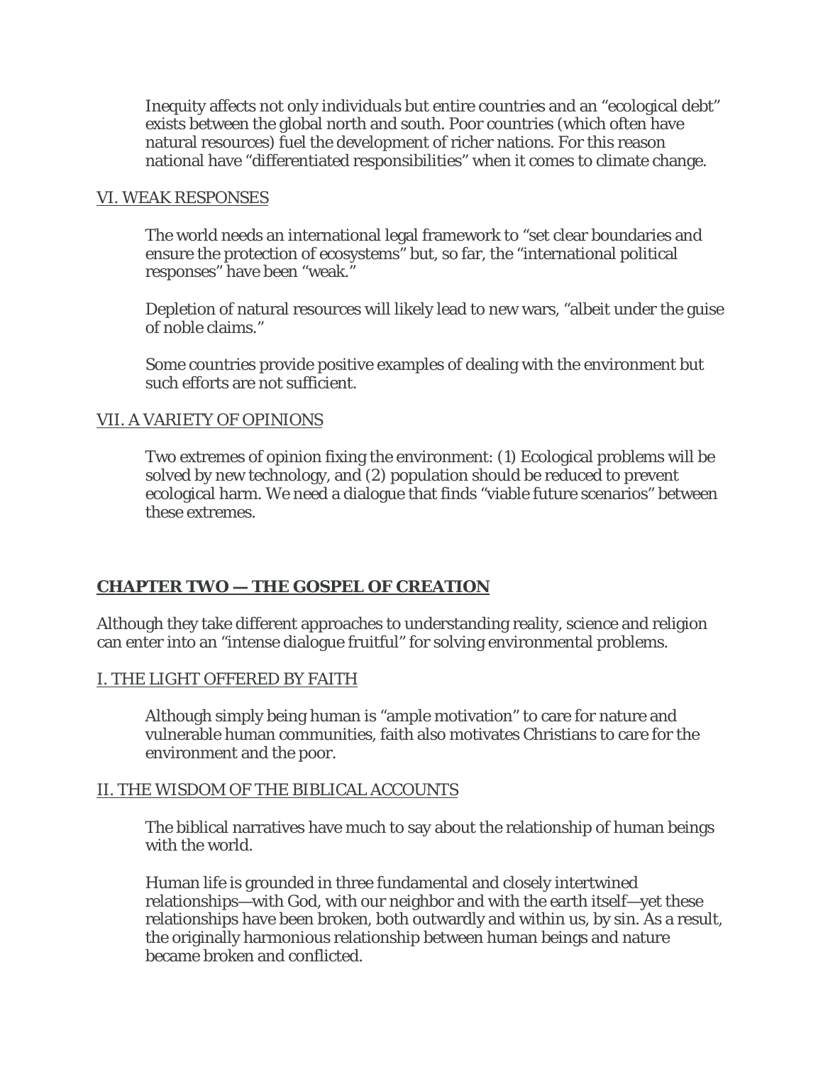Inequity affects not only individuals but entire countries and an “ecological debt” exists between the global north and south. Poor countries (which often have natural resources) fuel the development of richer nations. For this reason national have “differentiated responsibilities” when it comes to climate change.

VI. WEAK RESPONSES

The world needs an international legal framework to “set clear boundaries and ensure the protection of ecosystems” but, so far, the “international political responses” have been “weak.”

Depletion of natural resources will likely lead to new wars, “albeit under the guise of noble claims.”

Some countries provide positive examples of dealing with the environment but such efforts are not sufficient.

VII. A VARIETY OF OPINIONS

Two extremes of opinion fixing the environment: (1) Ecological problems will be solved by new technology, and (2) population should be reduced to prevent ecological harm. We need a dialogue that finds “viable future scenarios” between these extremes.

## CHAPTER TWO — THE GOSPEL OF CREATION

Although they take different approaches to understanding reality, science and religion can enter into an “intense dialogue fruitful” for solving environmental problems.

I. THE LIGHT OFFERED BY FAITH

Although simply being human is “ample motivation” to care for nature and vulnerable human communities, faith also motivates Christians to care for the environment and the poor.

II. THE WISDOM OF THE BIBLICAL ACCOUNTS

The biblical narratives have much to say about the relationship of human beings with the world.

Human life is grounded in three fundamental and closely intertwined relationships—with God, with our neighbor and with the earth itself—yet these relationships have been broken, both outwardly and within us, by sin. As a result, the originally harmonious relationship between human beings and nature became broken and conflicted.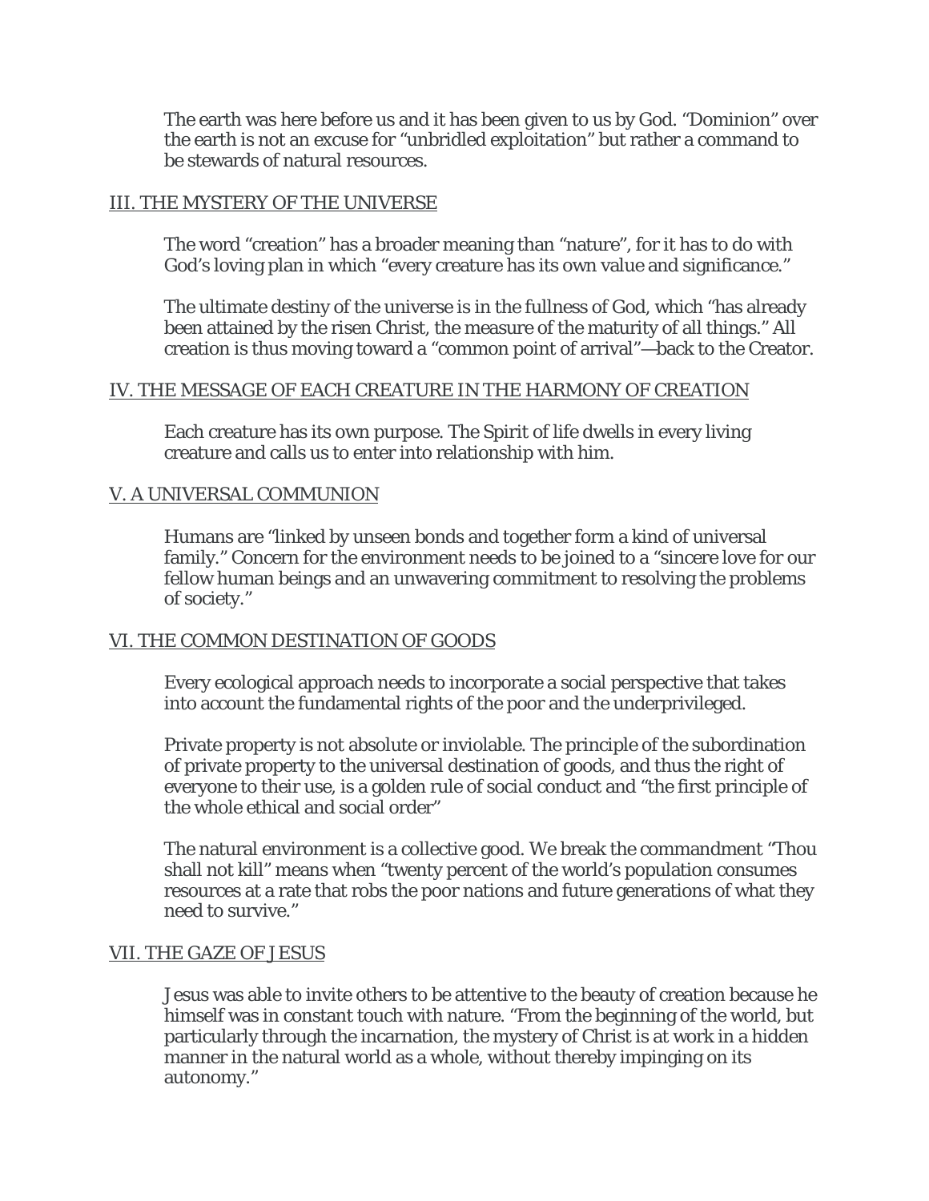The earth was here before us and it has been given to us by God. "Dominion" over the earth is not an excuse for "unbridled exploitation" but rather a command to be stewards of natural resources.

## III. THE MYSTERY OF THE UNIVERSE

The word "creation" has a broader meaning than "nature", for it has to do with God's loving plan in which "every creature has its own value and significance."

The ultimate destiny of the universe is in the fullness of God, which "has already been attained by the risen Christ, the measure of the maturity of all things." All creation is thus moving toward a "common point of arrival"—back to the Creator.

## IV. THE MESSAGE OF EACH CREATURE IN THE HARMONY OF CREATION

Each creature has its own purpose. The Spirit of life dwells in every living creature and calls us to enter into relationship with him.

## V. A UNIVERSAL COMMUNION

Humans are "linked by unseen bonds and together form a kind of universal family." Concern for the environment needs to be joined to a "sincere love for our fellow human beings and an unwavering commitment to resolving the problems of society."

## VI. THE COMMON DESTINATION OF GOODS

Every ecological approach needs to incorporate a social perspective that takes into account the fundamental rights of the poor and the underprivileged.

Private property is not absolute or inviolable. The principle of the subordination of private property to the universal destination of goods, and thus the right of everyone to their use, is a golden rule of social conduct and "the first principle of the whole ethical and social order"

The natural environment is a collective good. We break the commandment "Thou shall not kill" means when "twenty percent of the world's population consumes resources at a rate that robs the poor nations and future generations of what they need to survive."

## VII. THE GAZE OF JESUS

Jesus was able to invite others to be attentive to the beauty of creation because he himself was in constant touch with nature. "From the beginning of the world, but particularly through the incarnation, the mystery of Christ is at work in a hidden manner in the natural world as a whole, without thereby impinging on its autonomy."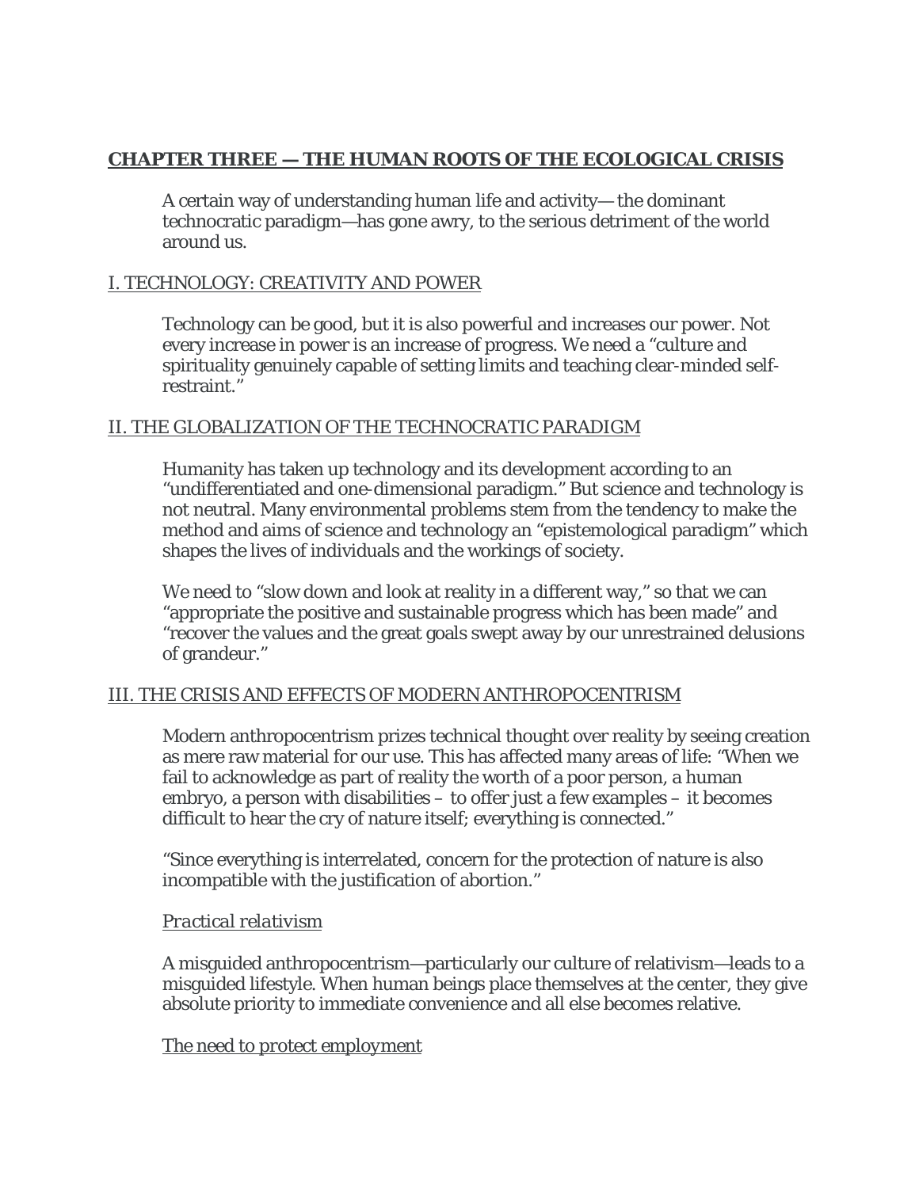## CHAPTER THREE — THE HUMAN ROOTS OF THE ECOLOGICAL CRISIS

A certain way of understanding human life and activity— the dominant technocratic paradigm—has gone awry, to the serious detriment of the world around us.

### I. TECHNOLOGY: CREATIVITY AND POWER

Technology can be good, but it is also powerful and increases our power. Not every increase in power is an increase of progress. We need a "culture and spirituality genuinely capable of setting limits and teaching clear-minded self-restraint."

### II. THE GLOBALIZATION OF THE TECHNOCRATIC PARADIGM

Humanity has taken up technology and its development according to an "undifferentiated and one-dimensional paradigm." But science and technology is not neutral. Many environmental problems stem from the tendency to make the method and aims of science and technology an "epistemological paradigm" which shapes the lives of individuals and the workings of society.

We need to "slow down and look at reality in a different way," so that we can "appropriate the positive and sustainable progress which has been made" and "recover the values and the great goals swept away by our unrestrained delusions of grandeur."

### III. THE CRISIS AND EFFECTS OF MODERN ANTHROPOCENTRISM

Modern anthropocentrism prizes technical thought over reality by seeing creation as mere raw material for our use. This has affected many areas of life: "When we fail to acknowledge as part of reality the worth of a poor person, a human embryo, a person with disabilities – to offer just a few examples – it becomes difficult to hear the cry of nature itself; everything is connected."

"Since everything is interrelated, concern for the protection of nature is also incompatible with the justification of abortion."

#### *Practical relativism*

A misguided anthropocentrism—particularly our culture of relativism—leads to a misguided lifestyle. When human beings place themselves at the center, they give absolute priority to immediate convenience and all else becomes relative.

#### *The need to protect employment*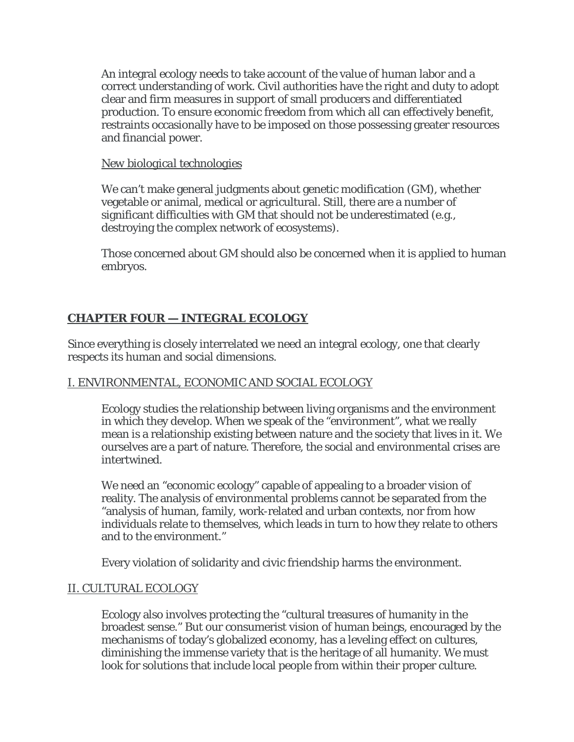An integral ecology needs to take account of the value of human labor and a correct understanding of work. Civil authorities have the right and duty to adopt clear and firm measures in support of small producers and differentiated production. To ensure economic freedom from which all can effectively benefit, restraints occasionally have to be imposed on those possessing greater resources and financial power.

New biological technologies

We can't make general judgments about genetic modification (GM), whether vegetable or animal, medical or agricultural. Still, there are a number of significant difficulties with GM that should not be underestimated (e.g., destroying the complex network of ecosystems).

Those concerned about GM should also be concerned when it is applied to human embryos.

## CHAPTER FOUR — INTEGRAL ECOLOGY

Since everything is closely interrelated we need an integral ecology, one that clearly respects its human and social dimensions.

### I. ENVIRONMENTAL, ECONOMIC AND SOCIAL ECOLOGY

Ecology studies the relationship between living organisms and the environment in which they develop. When we speak of the "environment", what we really mean is a relationship existing between nature and the society that lives in it. We ourselves are a part of nature. Therefore, the social and environmental crises are intertwined.

We need an "economic ecology" capable of appealing to a broader vision of reality. The analysis of environmental problems cannot be separated from the "analysis of human, family, work-related and urban contexts, nor from how individuals relate to themselves, which leads in turn to how they relate to others and to the environment."

Every violation of solidarity and civic friendship harms the environment.

### II. CULTURAL ECOLOGY

Ecology also involves protecting the "cultural treasures of humanity in the broadest sense." But our consumerist vision of human beings, encouraged by the mechanisms of today's globalized economy, has a leveling effect on cultures, diminishing the immense variety that is the heritage of all humanity. We must look for solutions that include local people from within their proper culture.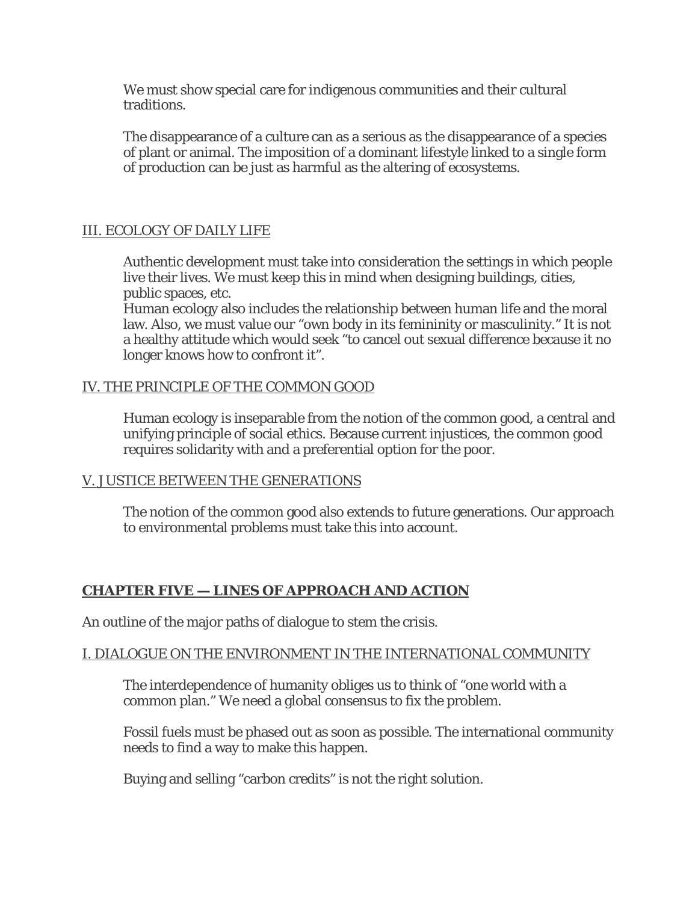We must show special care for indigenous communities and their cultural traditions.

The disappearance of a culture can as a serious as the disappearance of a species of plant or animal. The imposition of a dominant lifestyle linked to a single form of production can be just as harmful as the altering of ecosystems.

III. ECOLOGY OF DAILY LIFE

Authentic development must take into consideration the settings in which people live their lives. We must keep this in mind when designing buildings, cities, public spaces, etc.
Human ecology also includes the relationship between human life and the moral law. Also, we must value our "own body in its femininity or masculinity." It is not a healthy attitude which would seek "to cancel out sexual difference because it no longer knows how to confront it".

IV. THE PRINCIPLE OF THE COMMON GOOD

Human ecology is inseparable from the notion of the common good, a central and unifying principle of social ethics. Because current injustices, the common good requires solidarity with and a preferential option for the poor.

V. JUSTICE BETWEEN THE GENERATIONS

The notion of the common good also extends to future generations. Our approach to environmental problems must take this into account.

## CHAPTER FIVE — LINES OF APPROACH AND ACTION

An outline of the major paths of dialogue to stem the crisis.

I. DIALOGUE ON THE ENVIRONMENT IN THE INTERNATIONAL COMMUNITY

The interdependence of humanity obliges us to think of "one world with a common plan." We need a global consensus to fix the problem.

Fossil fuels must be phased out as soon as possible. The international community needs to find a way to make this happen.

Buying and selling "carbon credits" is not the right solution.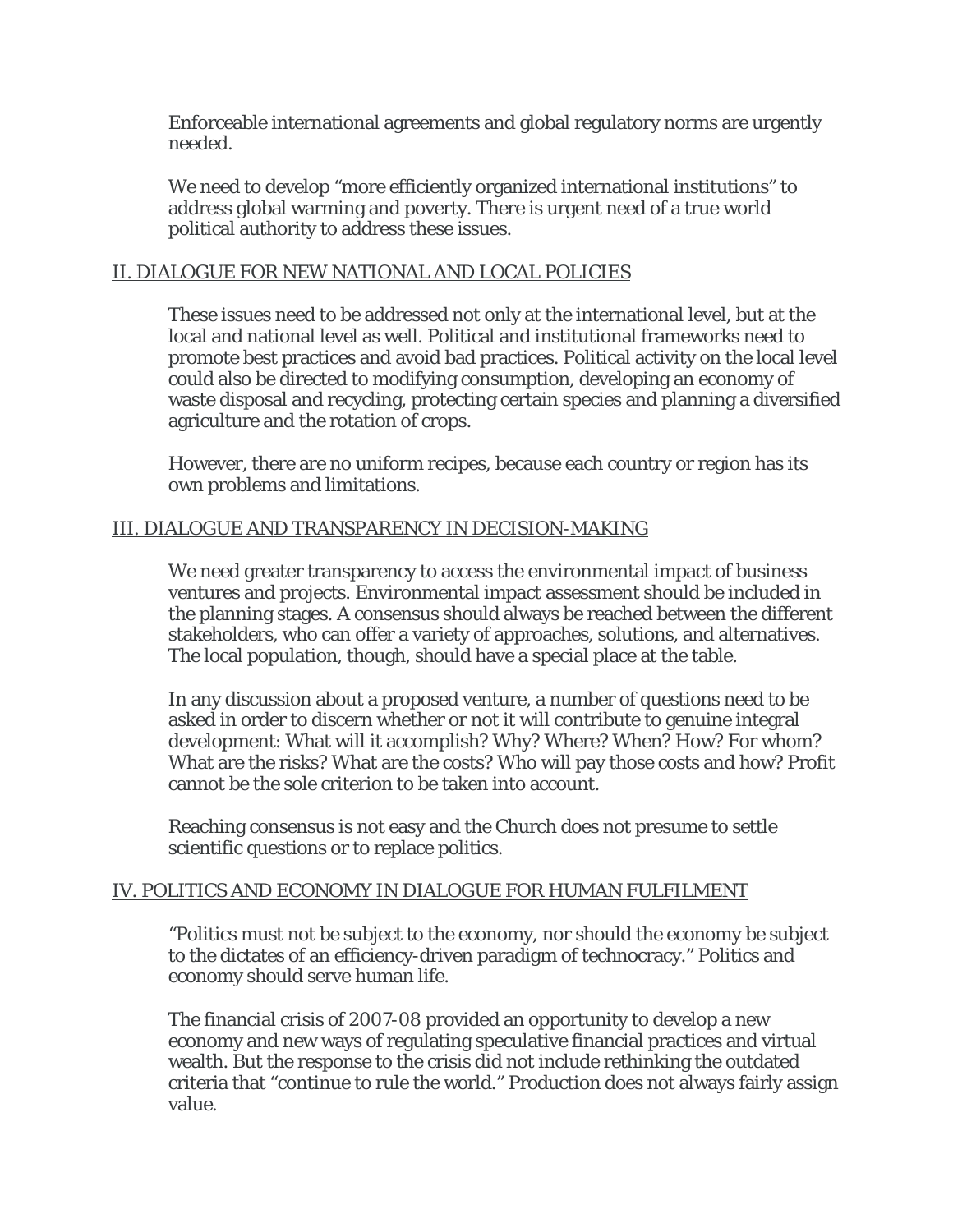Enforceable international agreements and global regulatory norms are urgently needed.

We need to develop "more efficiently organized international institutions" to address global warming and poverty. There is urgent need of a true world political authority to address these issues.

## II. DIALOGUE FOR NEW NATIONAL AND LOCAL POLICIES

These issues need to be addressed not only at the international level, but at the local and national level as well. Political and institutional frameworks need to promote best practices and avoid bad practices. Political activity on the local level could also be directed to modifying consumption, developing an economy of waste disposal and recycling, protecting certain species and planning a diversified agriculture and the rotation of crops.

However, there are no uniform recipes, because each country or region has its own problems and limitations.

## III. DIALOGUE AND TRANSPARENCY IN DECISION-MAKING

We need greater transparency to access the environmental impact of business ventures and projects. Environmental impact assessment should be included in the planning stages. A consensus should always be reached between the different stakeholders, who can offer a variety of approaches, solutions, and alternatives. The local population, though, should have a special place at the table.

In any discussion about a proposed venture, a number of questions need to be asked in order to discern whether or not it will contribute to genuine integral development: What will it accomplish? Why? Where? When? How? For whom? What are the risks? What are the costs? Who will pay those costs and how? Profit cannot be the sole criterion to be taken into account.

Reaching consensus is not easy and the Church does not presume to settle scientific questions or to replace politics.

## IV. POLITICS AND ECONOMY IN DIALOGUE FOR HUMAN FULFILMENT

"Politics must not be subject to the economy, nor should the economy be subject to the dictates of an efficiency-driven paradigm of technocracy." Politics and economy should serve human life.

The financial crisis of 2007-08 provided an opportunity to develop a new economy and new ways of regulating speculative financial practices and virtual wealth. But the response to the crisis did not include rethinking the outdated criteria that "continue to rule the world." Production does not always fairly assign value.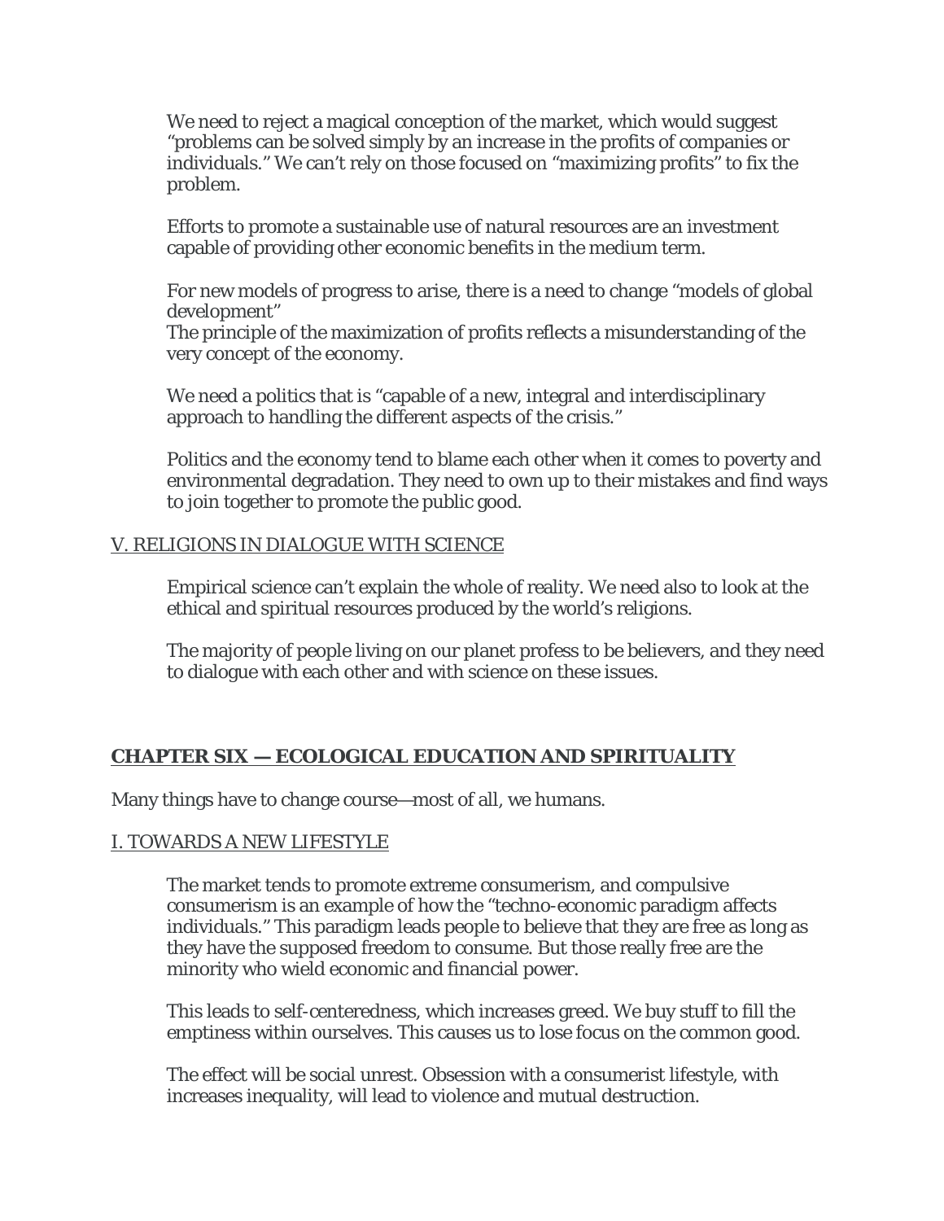We need to reject a magical conception of the market, which would suggest "problems can be solved simply by an increase in the profits of companies or individuals." We can't rely on those focused on "maximizing profits" to fix the problem.

Efforts to promote a sustainable use of natural resources are an investment capable of providing other economic benefits in the medium term.

For new models of progress to arise, there is a need to change "models of global development"
The principle of the maximization of profits reflects a misunderstanding of the very concept of the economy.

We need a politics that is "capable of a new, integral and interdisciplinary approach to handling the different aspects of the crisis."

Politics and the economy tend to blame each other when it comes to poverty and environmental degradation. They need to own up to their mistakes and find ways to join together to promote the public good.

### V. RELIGIONS IN DIALOGUE WITH SCIENCE

Empirical science can't explain the whole of reality. We need also to look at the ethical and spiritual resources produced by the world's religions.

The majority of people living on our planet profess to be believers, and they need to dialogue with each other and with science on these issues.

## CHAPTER SIX — ECOLOGICAL EDUCATION AND SPIRITUALITY

Many things have to change course—most of all, we humans.

### I. TOWARDS A NEW LIFESTYLE

The market tends to promote extreme consumerism, and compulsive consumerism is an example of how the "techno-economic paradigm affects individuals." This paradigm leads people to believe that they are free as long as they have the supposed freedom to consume. But those really free are the minority who wield economic and financial power.

This leads to self-centeredness, which increases greed. We buy stuff to fill the emptiness within ourselves. This causes us to lose focus on the common good.

The effect will be social unrest. Obsession with a consumerist lifestyle, with increases inequality, will lead to violence and mutual destruction.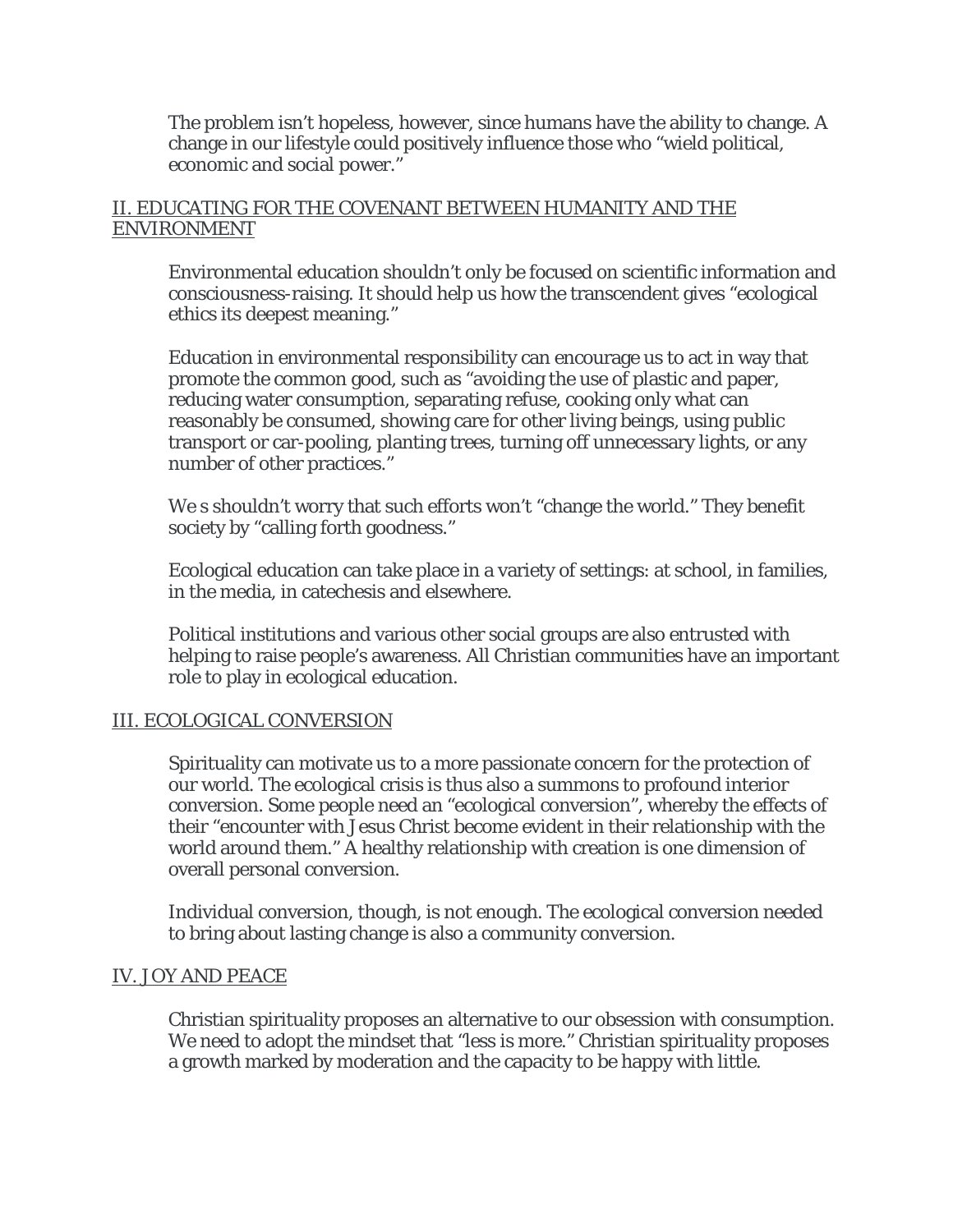The problem isn't hopeless, however, since humans have the ability to change. A change in our lifestyle could positively influence those who "wield political, economic and social power."

## II. EDUCATING FOR THE COVENANT BETWEEN HUMANITY AND THE ENVIRONMENT

Environmental education shouldn't only be focused on scientific information and consciousness-raising. It should help us how the transcendent gives "ecological ethics its deepest meaning."

Education in environmental responsibility can encourage us to act in way that promote the common good, such as "avoiding the use of plastic and paper, reducing water consumption, separating refuse, cooking only what can reasonably be consumed, showing care for other living beings, using public transport or car-pooling, planting trees, turning off unnecessary lights, or any number of other practices."

We s shouldn't worry that such efforts won't "change the world." They benefit society by "calling forth goodness."

Ecological education can take place in a variety of settings: at school, in families, in the media, in catechesis and elsewhere.

Political institutions and various other social groups are also entrusted with helping to raise people's awareness. All Christian communities have an important role to play in ecological education.

## III. ECOLOGICAL CONVERSION

Spirituality can motivate us to a more passionate concern for the protection of our world. The ecological crisis is thus also a summons to profound interior conversion. Some people need an "ecological conversion", whereby the effects of their "encounter with Jesus Christ become evident in their relationship with the world around them." A healthy relationship with creation is one dimension of overall personal conversion.

Individual conversion, though, is not enough. The ecological conversion needed to bring about lasting change is also a community conversion.

## IV. JOY AND PEACE

Christian spirituality proposes an alternative to our obsession with consumption. We need to adopt the mindset that "less is more." Christian spirituality proposes a growth marked by moderation and the capacity to be happy with little.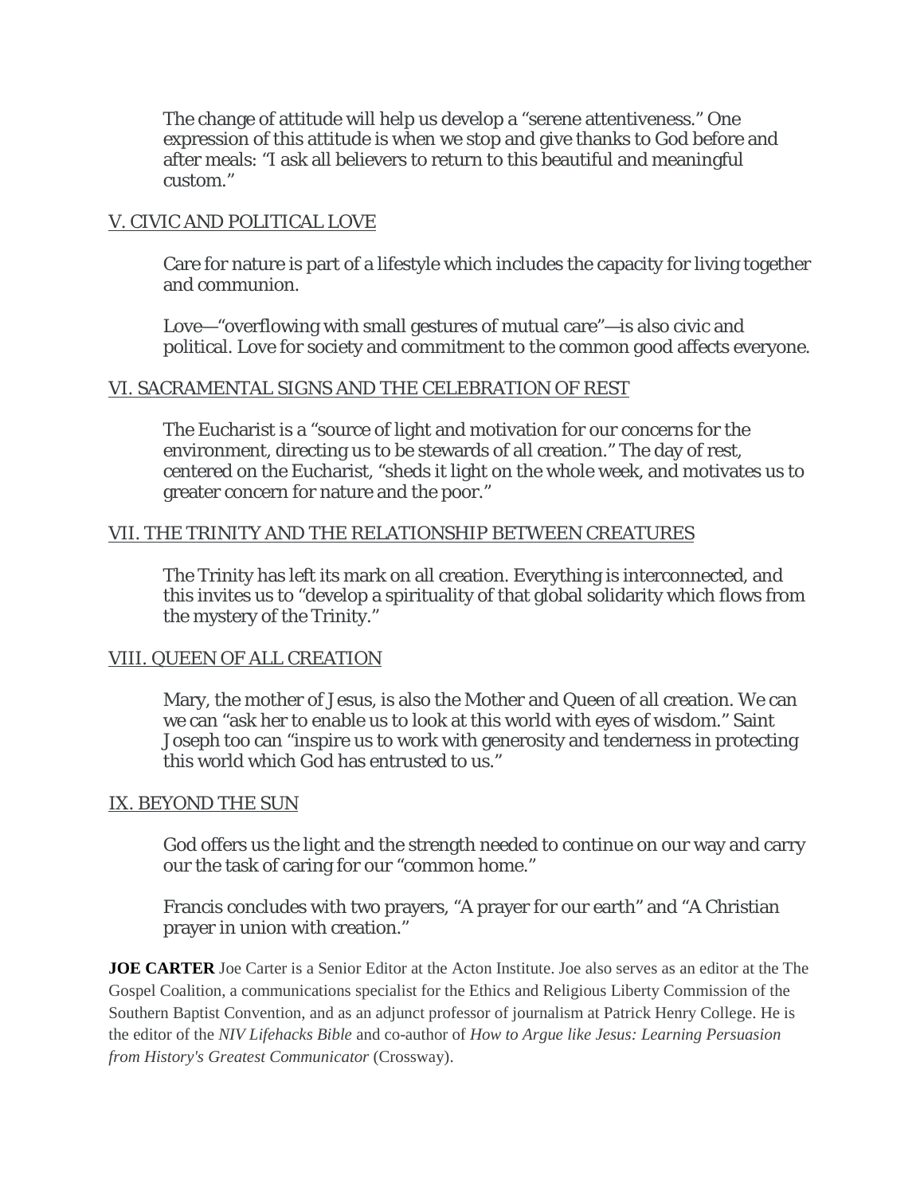The change of attitude will help us develop a “serene attentiveness.” One expression of this attitude is when we stop and give thanks to God before and after meals: “I ask all believers to return to this beautiful and meaningful custom.”

## V. CIVIC AND POLITICAL LOVE

Care for nature is part of a lifestyle which includes the capacity for living together and communion.

Love—“overflowing with small gestures of mutual care”—is also civic and political. Love for society and commitment to the common good affects everyone.

## VI. SACRAMENTAL SIGNS AND THE CELEBRATION OF REST

The Eucharist is a “source of light and motivation for our concerns for the environment, directing us to be stewards of all creation.” The day of rest, centered on the Eucharist, “sheds it light on the whole week, and motivates us to greater concern for nature and the poor.”

## VII. THE TRINITY AND THE RELATIONSHIP BETWEEN CREATURES

The Trinity has left its mark on all creation. Everything is interconnected, and this invites us to “develop a spirituality of that global solidarity which flows from the mystery of the Trinity.”

## VIII. QUEEN OF ALL CREATION

Mary, the mother of Jesus, is also the Mother and Queen of all creation. We can we can “ask her to enable us to look at this world with eyes of wisdom.” Saint Joseph too can “inspire us to work with generosity and tenderness in protecting this world which God has entrusted to us.”

## IX. BEYOND THE SUN

God offers us the light and the strength needed to continue on our way and carry our the task of caring for our “common home.”

Francis concludes with two prayers, “A prayer for our earth” and “A Christian prayer in union with creation.”

**JOE CARTER** Joe Carter is a Senior Editor at the Acton Institute. Joe also serves as an editor at the The Gospel Coalition, a communications specialist for the Ethics and Religious Liberty Commission of the Southern Baptist Convention, and as an adjunct professor of journalism at Patrick Henry College. He is the editor of the *NIV Lifehacks Bible* and co-author of *How to Argue like Jesus: Learning Persuasion from History's Greatest Communicator* (Crossway).